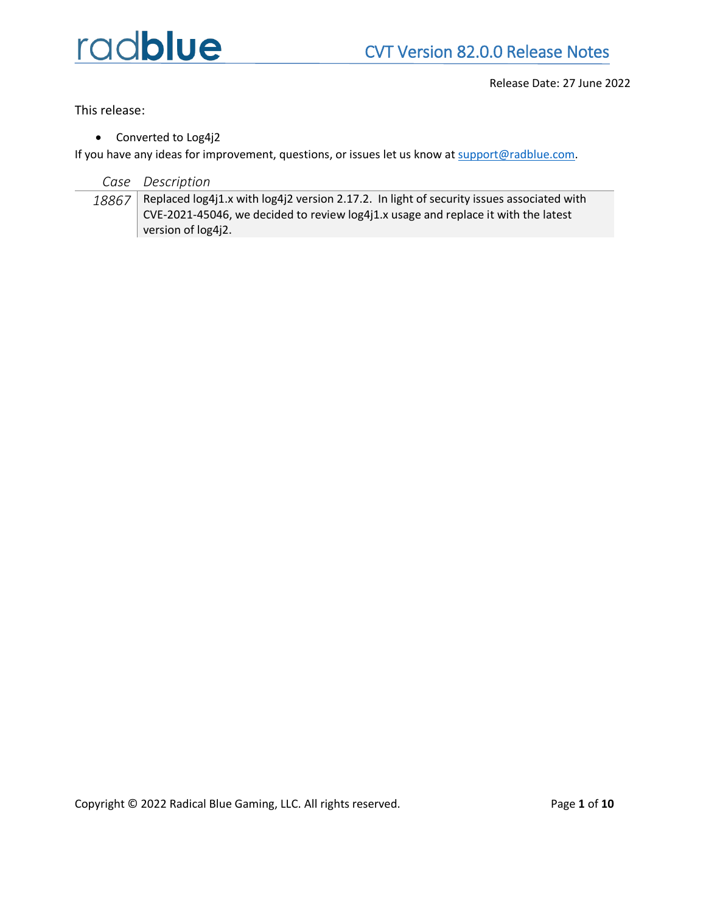# radblue

## CVT Version 82.0.0 Release Notes

Release Date: 27 June 2022

This release:

- Converted to Log4j2

If you have any ideas for improvement, questions, or issues let us know at support@radblue.com.

| *Case* | *Description* |
|---|---|
| *18867* | Replaced log4j1.x with log4j2 version 2.17.2. In light of security issues associated with CVE-2021-45046, we decided to review log4j1.x usage and replace it with the latest version of log4j2. |

Copyright © 2022 Radical Blue Gaming, LLC. All rights reserved.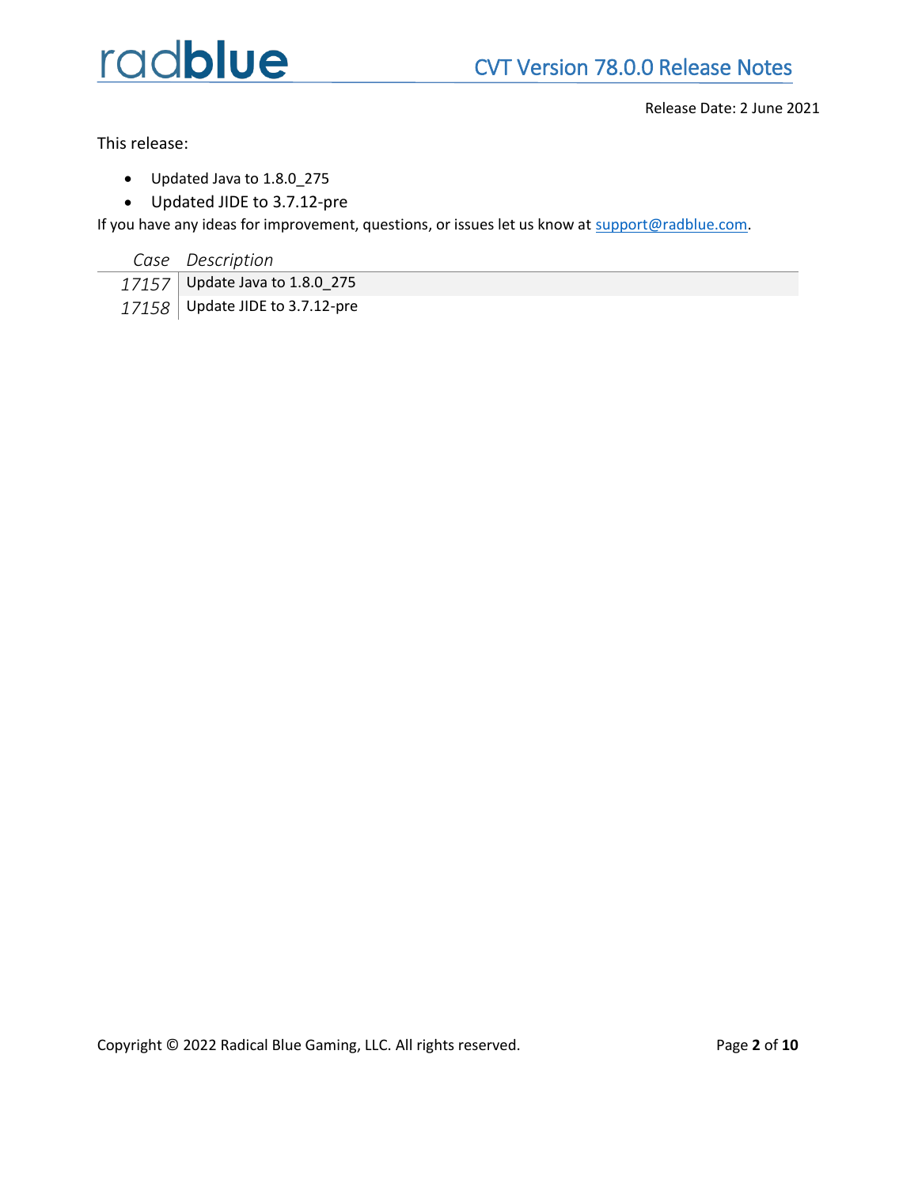# CVT Version 78.0.0 Release Notes

Release Date: 2 June 2021

This release:

- Updated Java to 1.8.0_275
- Updated JIDE to 3.7.12-pre

If you have any ideas for improvement, questions, or issues let us know at support@radblue.com.

| *Case* | *Description* |
|---|---|
| *17157* | Update Java to 1.8.0_275 |
| *17158* | Update JIDE to 3.7.12-pre |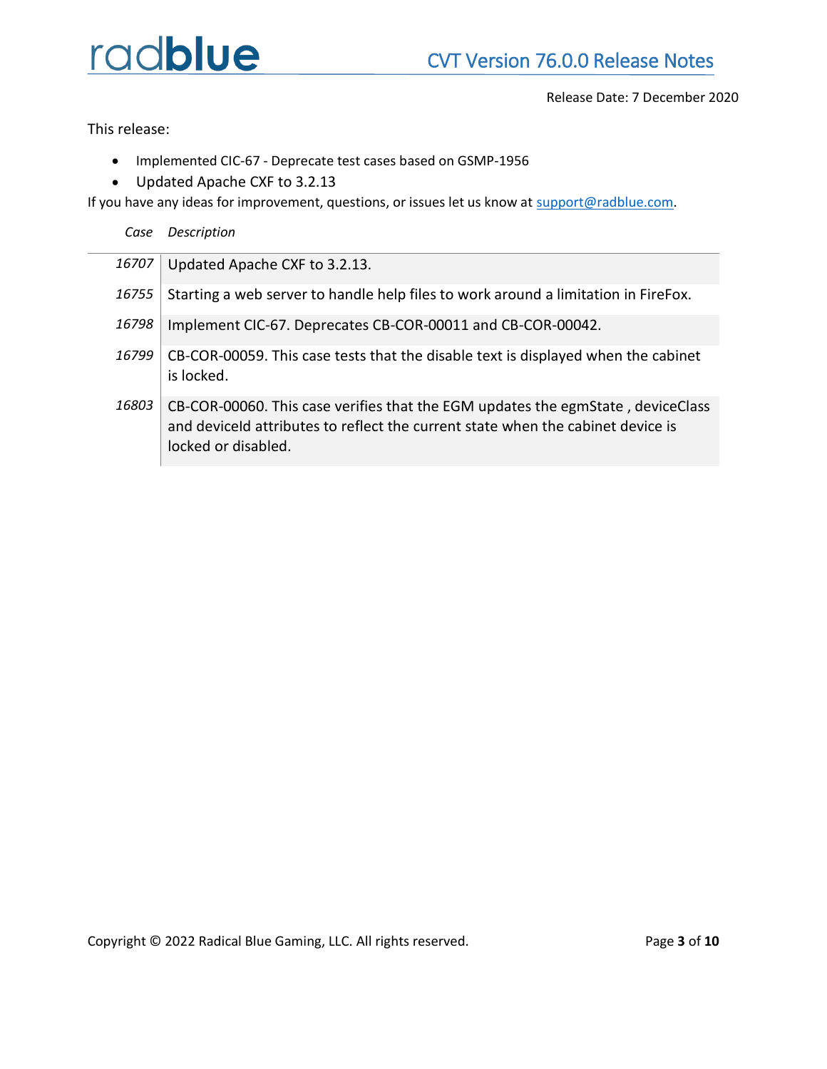# CVT Version 76.0.0 Release Notes

Release Date: 7 December 2020

This release:

- Implemented CIC-67 - Deprecate test cases based on GSMP-1956
- Updated Apache CXF to 3.2.13

If you have any ideas for improvement, questions, or issues let us know at support@radblue.com.

| *Case* | *Description* |
|---|---|
| *16707* | Updated Apache CXF to 3.2.13. |
| *16755* | Starting a web server to handle help files to work around a limitation in FireFox. |
| *16798* | Implement CIC-67. Deprecates CB-COR-00011 and CB-COR-00042. |
| *16799* | CB-COR-00059. This case tests that the disable text is displayed when the cabinet is locked. |
| *16803* | CB-COR-00060. This case verifies that the EGM updates the egmState , deviceClass and deviceId attributes to reflect the current state when the cabinet device is locked or disabled. |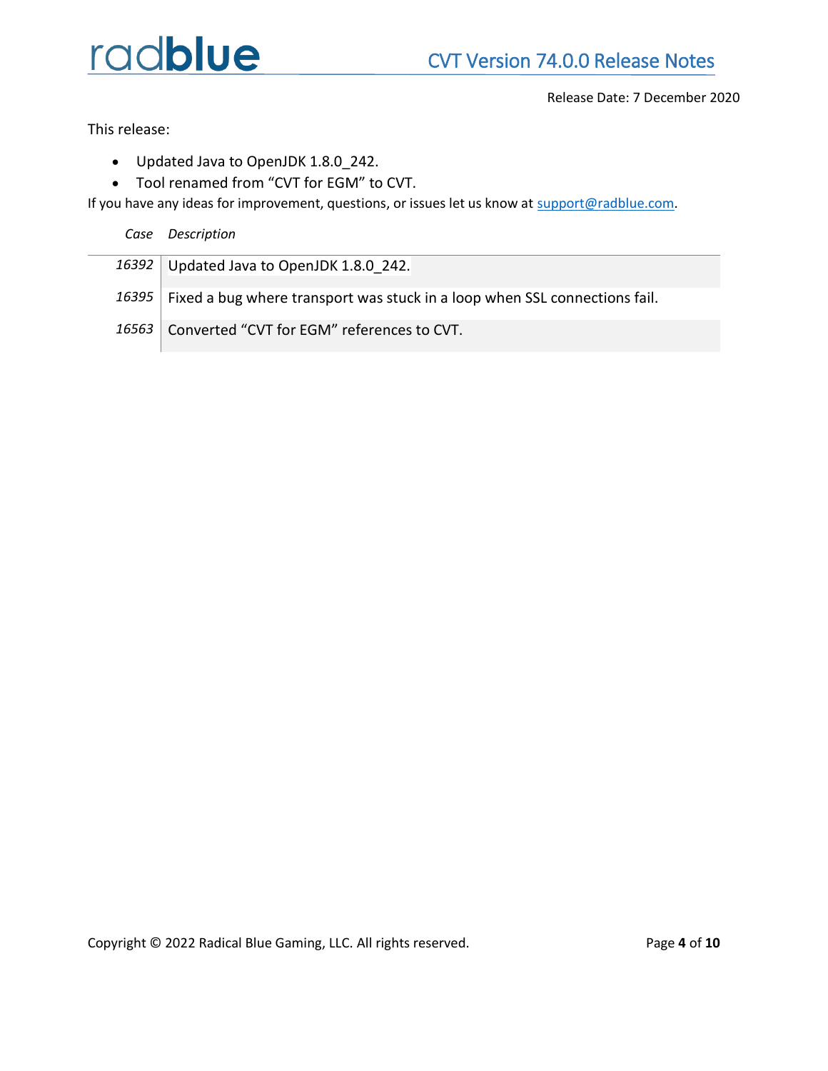# CVT Version 74.0.0 Release Notes

Release Date: 7 December 2020

This release:

- Updated Java to OpenJDK 1.8.0_242.
- Tool renamed from "CVT for EGM" to CVT.

If you have any ideas for improvement, questions, or issues let us know at support@radblue.com.

| *Case* | *Description* |
| --- | --- |
| *16392* | Updated Java to OpenJDK 1.8.0_242. |
| *16395* | Fixed a bug where transport was stuck in a loop when SSL connections fail. |
| *16563* | Converted "CVT for EGM" references to CVT. |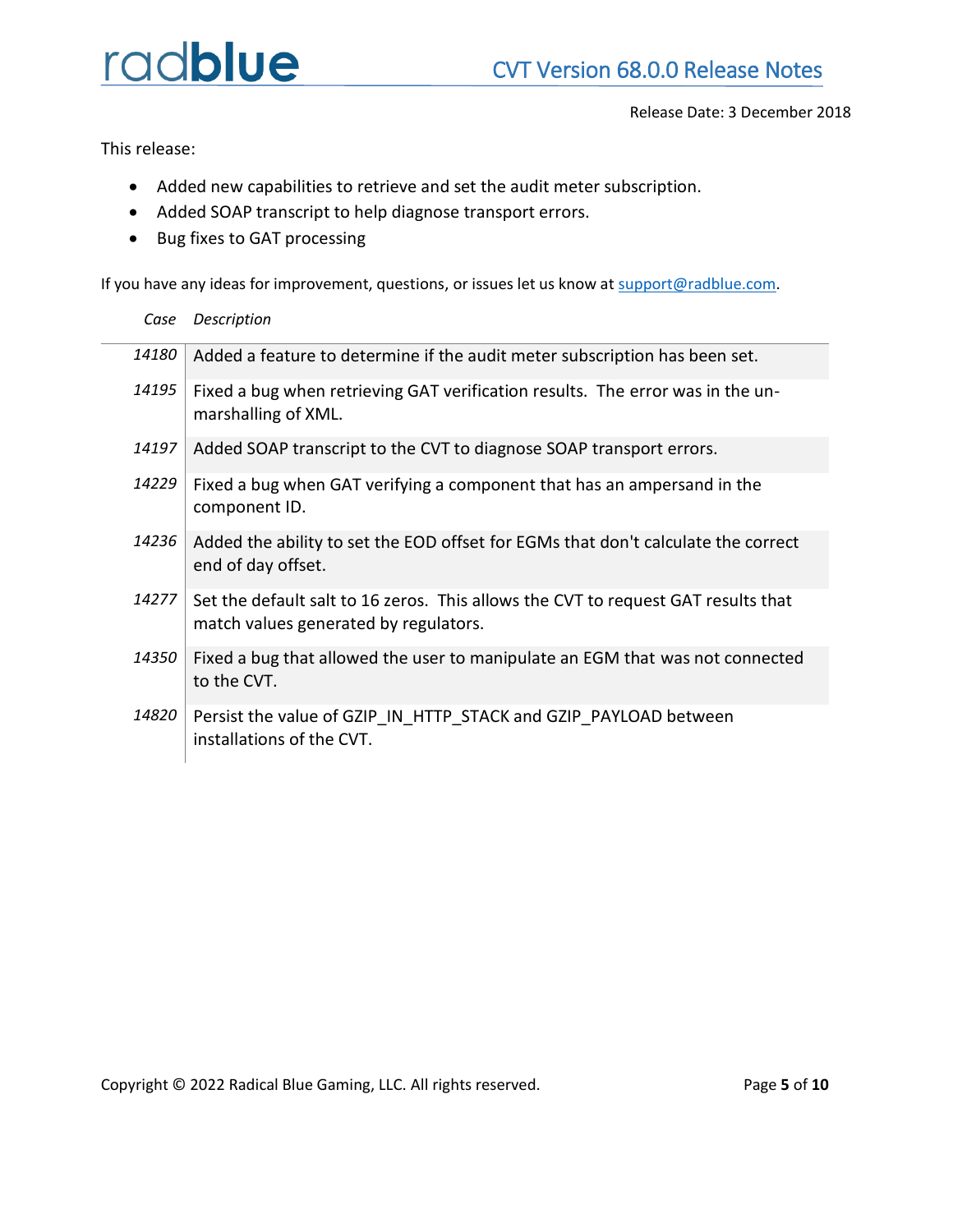# CVT Version 68.0.0 Release Notes

Release Date: 3 December 2018

This release:

- Added new capabilities to retrieve and set the audit meter subscription.
- Added SOAP transcript to help diagnose transport errors.
- Bug fixes to GAT processing

If you have any ideas for improvement, questions, or issues let us know at support@radblue.com.

| *Case* | *Description* |
|---|---|
| *14180* | Added a feature to determine if the audit meter subscription has been set. |
| *14195* | Fixed a bug when retrieving GAT verification results. The error was in the un-marshalling of XML. |
| *14197* | Added SOAP transcript to the CVT to diagnose SOAP transport errors. |
| *14229* | Fixed a bug when GAT verifying a component that has an ampersand in the component ID. |
| *14236* | Added the ability to set the EOD offset for EGMs that don't calculate the correct end of day offset. |
| *14277* | Set the default salt to 16 zeros. This allows the CVT to request GAT results that match values generated by regulators. |
| *14350* | Fixed a bug that allowed the user to manipulate an EGM that was not connected to the CVT. |
| *14820* | Persist the value of GZIP_IN_HTTP_STACK and GZIP_PAYLOAD between installations of the CVT. |

Copyright © 2022 Radical Blue Gaming, LLC. All rights reserved.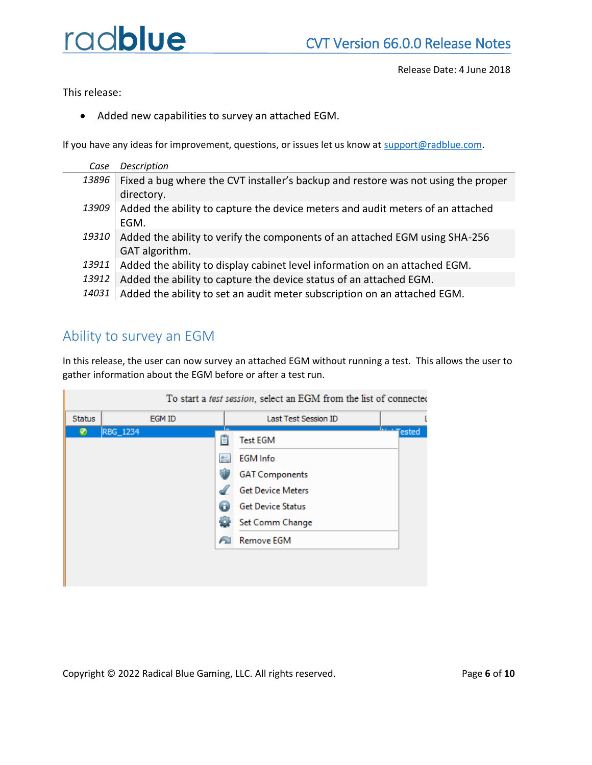Release Date: 4 June 2018

This release:

- Added new capabilities to survey an attached EGM.

If you have any ideas for improvement, questions, or issues let us know at support@radblue.com.

| *Case* | *Description* |
|---|---|
| *13896* | Fixed a bug where the CVT installer's backup and restore was not using the proper directory. |
| *13909* | Added the ability to capture the device meters and audit meters of an attached EGM. |
| *19310* | Added the ability to verify the components of an attached EGM using SHA-256 GAT algorithm. |
| *13911* | Added the ability to display cabinet level information on an attached EGM. |
| *13912* | Added the ability to capture the device status of an attached EGM. |
| *14031* | Added the ability to set an audit meter subscription on an attached EGM. |

## Ability to survey an EGM

In this release, the user can now survey an attached EGM without running a test. This allows the user to gather information about the EGM before or after a test run.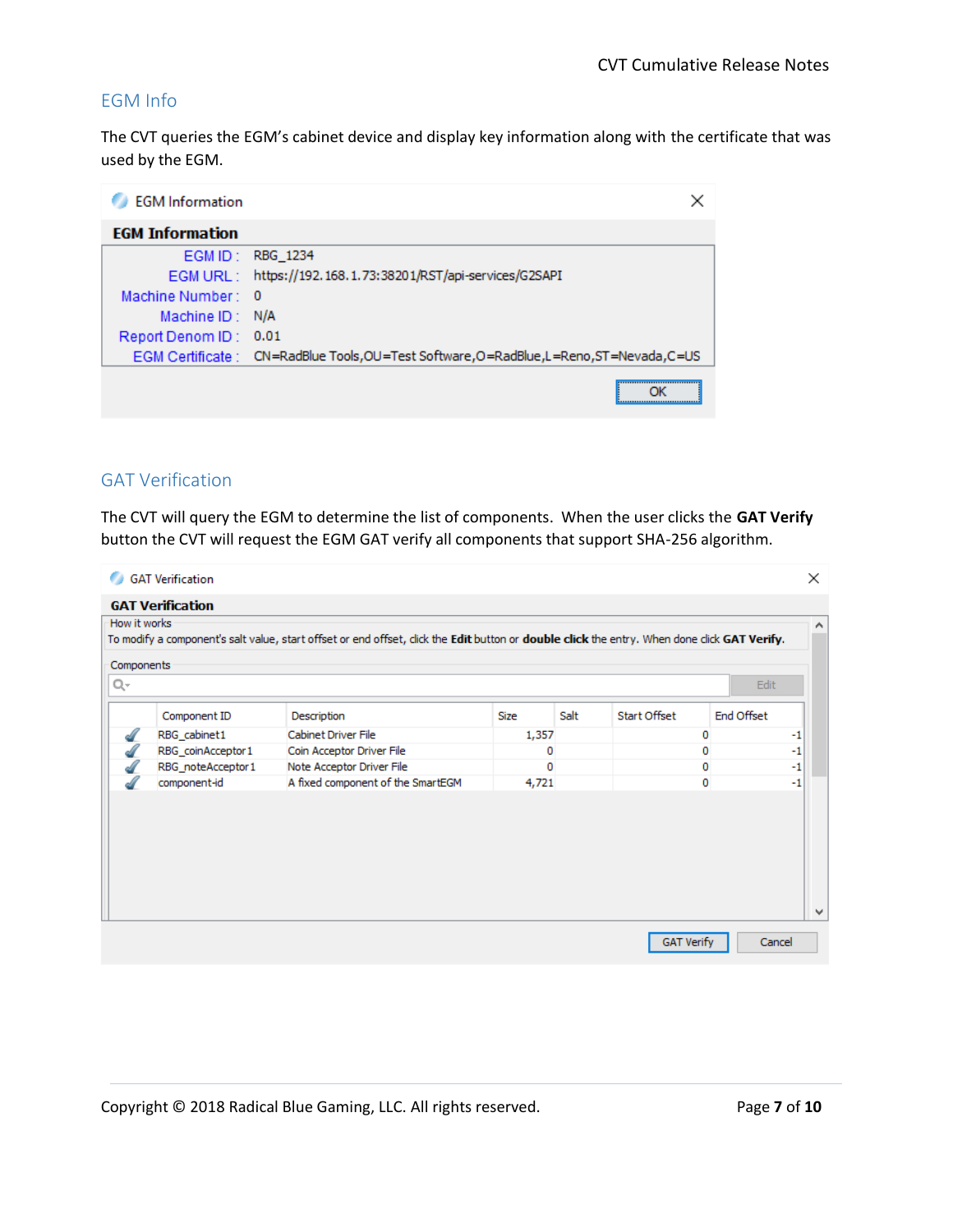## EGM Info

The CVT queries the EGM's cabinet device and display key information along with the certificate that was used by the EGM.

**EGM Information**

| | |
|---|---|
| EGM ID : | RBG_1234 |
| EGM URL : | https://192.168.1.73:38201/RST/api-services/G2SAPI |
| Machine Number : | 0 |
| Machine ID : | N/A |
| Report Denom ID : | 0.01 |
| EGM Certificate : | CN=RadBlue Tools,OU=Test Software,O=RadBlue,L=Reno,ST=Nevada,C=US |

OK

## GAT Verification

The CVT will query the EGM to determine the list of components. When the user clicks the **GAT Verify** button the CVT will request the EGM GAT verify all components that support SHA-256 algorithm.

**GAT Verification**

How it works

To modify a component's salt value, start offset or end offset, click the **Edit** button or **double click** the entry. When done click **GAT Verify**.

Components

| | Component ID | Description | Size | Salt | Start Offset | End Offset |
|---|---|---|---|---|---|---|
| ✓ | RBG_cabinet1 | Cabinet Driver File | 1,357 | | 0 | -1 |
| ✓ | RBG_coinAcceptor1 | Coin Acceptor Driver File | 0 | | 0 | -1 |
| ✓ | RBG_noteAcceptor1 | Note Acceptor Driver File | 0 | | 0 | -1 |
| ✓ | component-id | A fixed component of the SmartEGM | 4,721 | | 0 | -1 |

GAT Verify | Cancel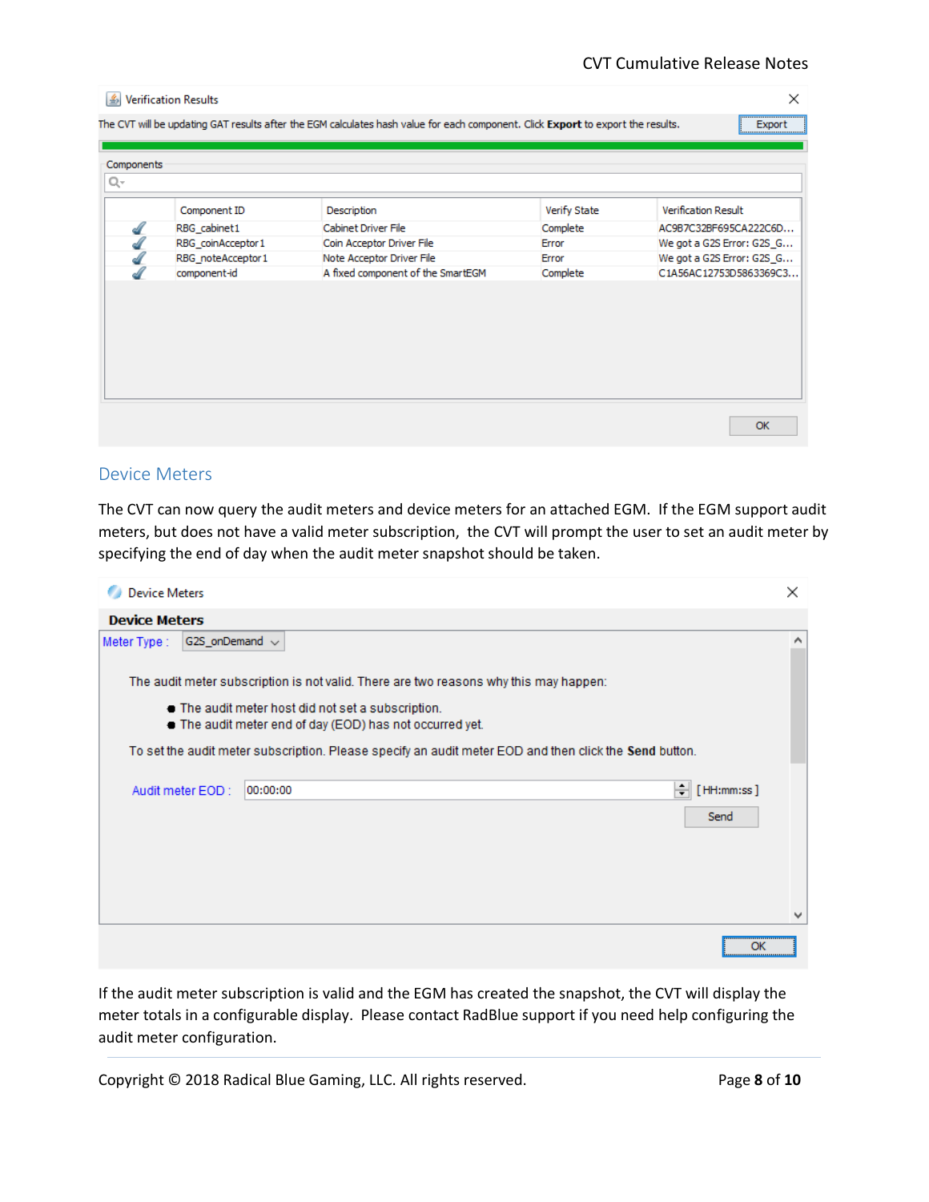Verification Results

The CVT will be updating GAT results after the EGM calculates hash value for each component. Click **Export** to export the results.

Export

Components

| | Component ID | Description | Verify State | Verification Result |
|---|---|---|---|---|
| ✓ | RBG_cabinet1 | Cabinet Driver File | Complete | AC9B7C32BF695CA222C6D... |
| ✓ | RBG_coinAcceptor1 | Coin Acceptor Driver File | Error | We got a G2S Error: G2S_G... |
| ✓ | RBG_noteAcceptor1 | Note Acceptor Driver File | Error | We got a G2S Error: G2S_G... |
| ✓ | component-id | A fixed component of the SmartEGM | Complete | C1A56AC12753D5863369C3... |

OK

## Device Meters

The CVT can now query the audit meters and device meters for an attached EGM. If the EGM support audit meters, but does not have a valid meter subscription, the CVT will prompt the user to set an audit meter by specifying the end of day when the audit meter snapshot should be taken.

Device Meters

**Device Meters**

Meter Type : G2S_onDemand

The audit meter subscription is not valid. There are two reasons why this may happen:

- The audit meter host did not set a subscription.
- The audit meter end of day (EOD) has not occurred yet.

To set the audit meter subscription. Please specify an audit meter EOD and then click the **Send** button.

Audit meter EOD : 00:00:00 [HH:mm:ss]

Send

OK

If the audit meter subscription is valid and the EGM has created the snapshot, the CVT will display the meter totals in a configurable display. Please contact RadBlue support if you need help configuring the audit meter configuration.

Copyright © 2018 Radical Blue Gaming, LLC. All rights reserved.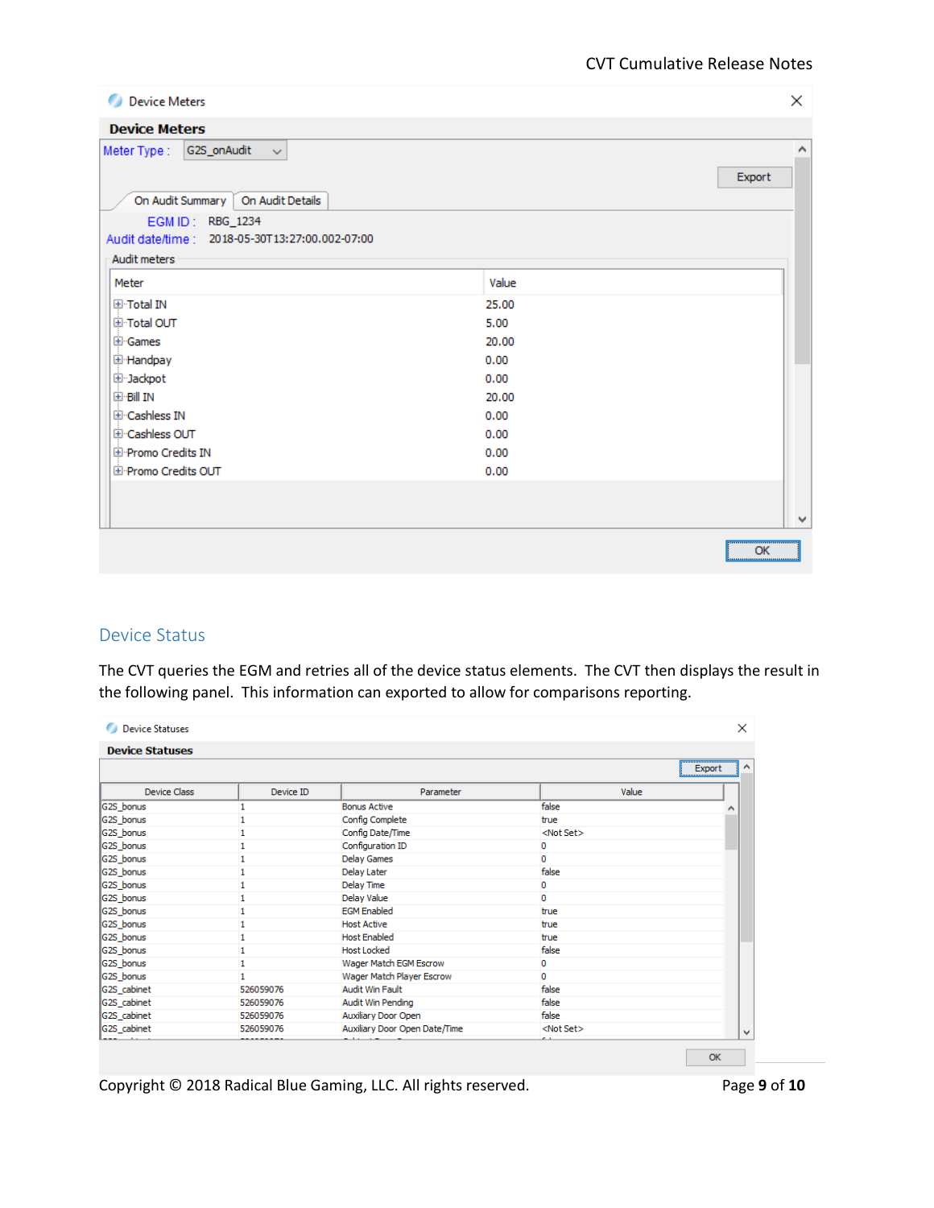Device Meters

**Device Meters**

Meter Type : G2S_onAudit

Export

On Audit Summary | On Audit Details

EGM ID : RBG_1234

Audit date/time : 2018-05-30T13:27:00.002-07:00

Audit meters

| Meter | Value |
|---|---|
| Total IN | 25.00 |
| Total OUT | 5.00 |
| Games | 20.00 |
| Handpay | 0.00 |
| Jackpot | 0.00 |
| Bill IN | 20.00 |
| Cashless IN | 0.00 |
| Cashless OUT | 0.00 |
| Promo Credits IN | 0.00 |
| Promo Credits OUT | 0.00 |

OK

## Device Status

The CVT queries the EGM and retries all of the device status elements. The CVT then displays the result in the following panel. This information can exported to allow for comparisons reporting.

Device Statuses

**Device Statuses**

Export

| Device Class | Device ID | Parameter | Value |
|---|---|---|---|
| G2S_bonus | 1 | Bonus Active | false |
| G2S_bonus | 1 | Config Complete | true |
| G2S_bonus | 1 | Config Date/Time | <Not Set> |
| G2S_bonus | 1 | Configuration ID | 0 |
| G2S_bonus | 1 | Delay Games | 0 |
| G2S_bonus | 1 | Delay Later | false |
| G2S_bonus | 1 | Delay Time | 0 |
| G2S_bonus | 1 | Delay Value | 0 |
| G2S_bonus | 1 | EGM Enabled | true |
| G2S_bonus | 1 | Host Active | true |
| G2S_bonus | 1 | Host Enabled | true |
| G2S_bonus | 1 | Host Locked | false |
| G2S_bonus | 1 | Wager Match EGM Escrow | 0 |
| G2S_bonus | 1 | Wager Match Player Escrow | 0 |
| G2S_cabinet | 526059076 | Audit Win Fault | false |
| G2S_cabinet | 526059076 | Audit Win Pending | false |
| G2S_cabinet | 526059076 | Auxiliary Door Open | false |
| G2S_cabinet | 526059076 | Auxiliary Door Open Date/Time | <Not Set> |

OK

Copyright © 2018 Radical Blue Gaming, LLC. All rights reserved.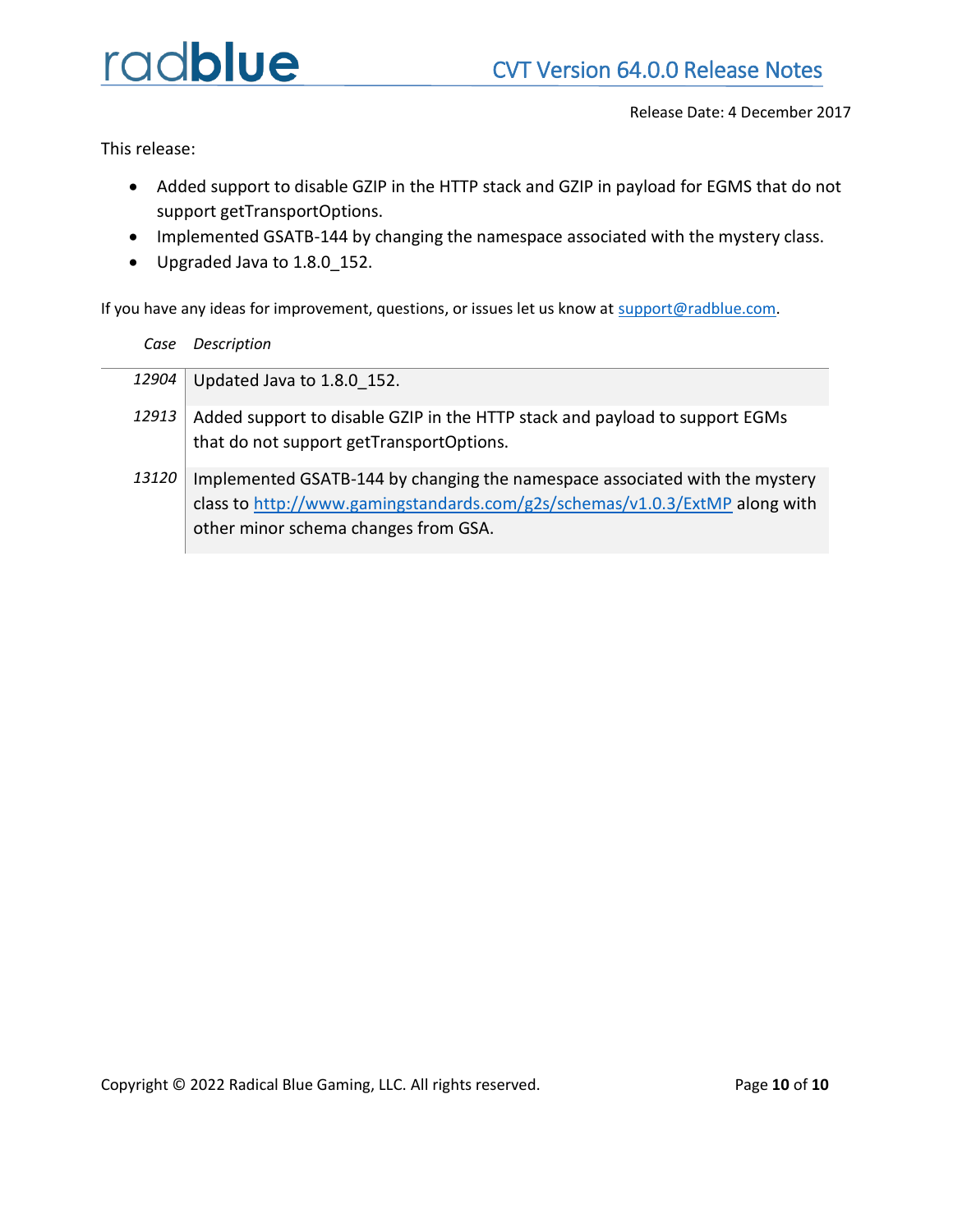## CVT Version 64.0.0 Release Notes

Release Date: 4 December 2017

This release:

- Added support to disable GZIP in the HTTP stack and GZIP in payload for EGMS that do not support getTransportOptions.
- Implemented GSATB-144 by changing the namespace associated with the mystery class.
- Upgraded Java to 1.8.0_152.

If you have any ideas for improvement, questions, or issues let us know at support@radblue.com.

| *Case* | *Description* |
|---|---|
| *12904* | Updated Java to 1.8.0_152. |
| *12913* | Added support to disable GZIP in the HTTP stack and payload to support EGMs that do not support getTransportOptions. |
| *13120* | Implemented GSATB-144 by changing the namespace associated with the mystery class to http://www.gamingstandards.com/g2s/schemas/v1.0.3/ExtMP along with other minor schema changes from GSA. |